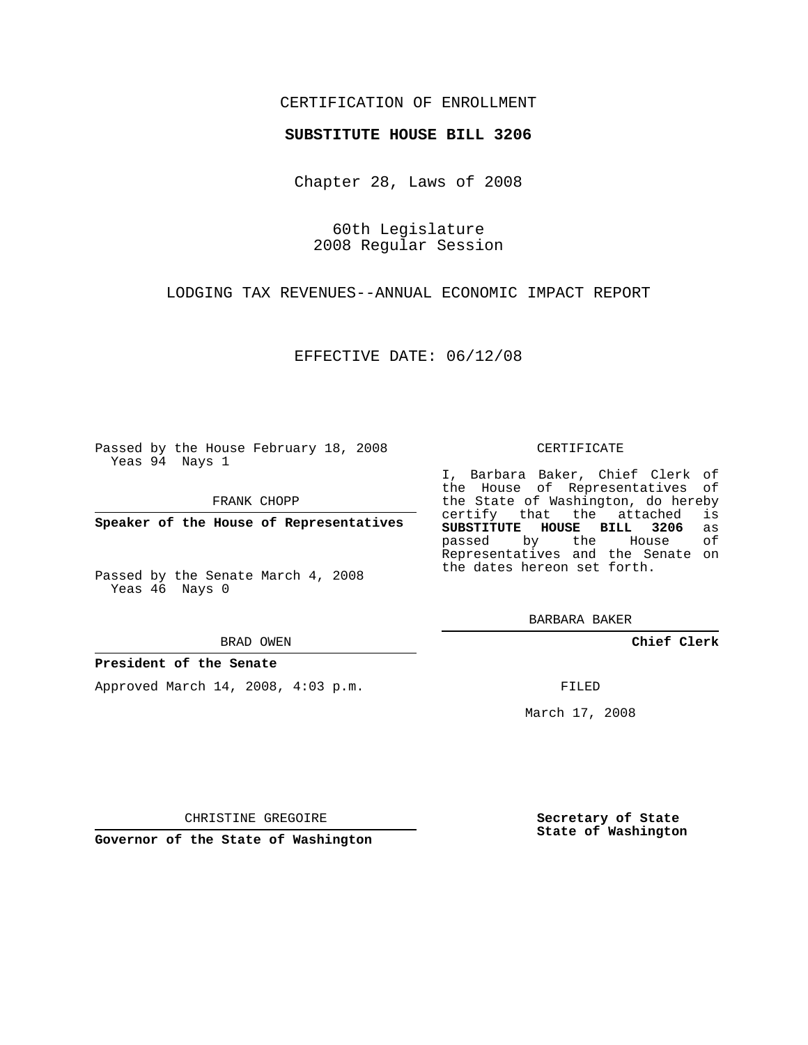CERTIFICATION OF ENROLLMENT

**SUBSTITUTE HOUSE BILL 3206**

Chapter 28, Laws of 2008

60th Legislature
2008 Regular Session

LODGING TAX REVENUES--ANNUAL ECONOMIC IMPACT REPORT

EFFECTIVE DATE: 06/12/08

Passed by the House February 18, 2008
Yeas 94 Nays 1

FRANK CHOPP

**Speaker of the House of Representatives**

Passed by the Senate March 4, 2008
Yeas 46 Nays 0

BRAD OWEN

**President of the Senate**

Approved March 14, 2008, 4:03 p.m.

CHRISTINE GREGOIRE

**Governor of the State of Washington**

CERTIFICATE

I, Barbara Baker, Chief Clerk of the House of Representatives of the State of Washington, do hereby certify that the attached is **SUBSTITUTE HOUSE BILL 3206** as passed by the House of Representatives and the Senate on the dates hereon set forth.

BARBARA BAKER

**Chief Clerk**

FILED

March 17, 2008

**Secretary of State**
**State of Washington**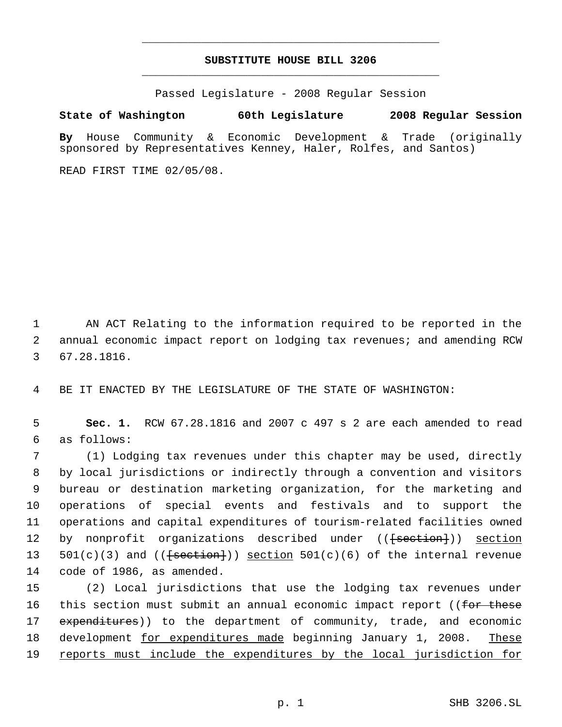# SUBSTITUTE HOUSE BILL 3206

Passed Legislature - 2008 Regular Session

**State of Washington 60th Legislature 2008 Regular Session**

**By** House Community & Economic Development & Trade (originally sponsored by Representatives Kenney, Haler, Rolfes, and Santos)

READ FIRST TIME 02/05/08.

AN ACT Relating to the information required to be reported in the annual economic impact report on lodging tax revenues; and amending RCW 67.28.1816.

BE IT ENACTED BY THE LEGISLATURE OF THE STATE OF WASHINGTON:

**Sec. 1.** RCW 67.28.1816 and 2007 c 497 s 2 are each amended to read as follows:

(1) Lodging tax revenues under this chapter may be used, directly by local jurisdictions or indirectly through a convention and visitors bureau or destination marketing organization, for the marketing and operations of special events and festivals and to support the operations and capital expenditures of tourism-related facilities owned by nonprofit organizations described under (( ~~[section]~~ )) <u>section</u> 501(c)(3) and (( ~~[section]~~ )) <u>section</u> 501(c)(6) of the internal revenue code of 1986, as amended.

(2) Local jurisdictions that use the lodging tax revenues under this section must submit an annual economic impact report (( ~~for these expenditures~~ )) to the department of community, trade, and economic development <u>for expenditures made</u> beginning January 1, 2008. <u>These reports must include the expenditures by the local jurisdiction for</u>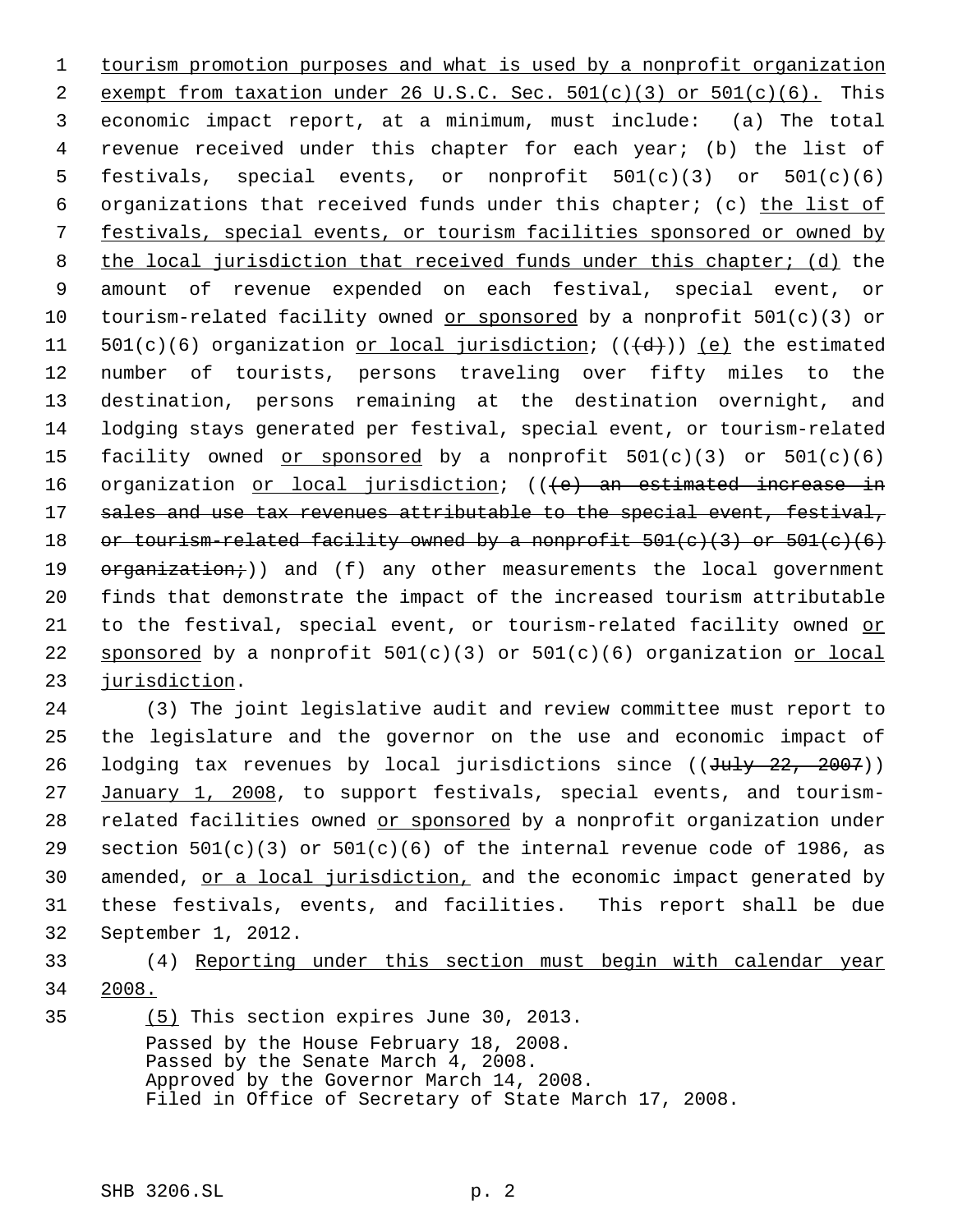tourism promotion purposes and what is used by a nonprofit organization exempt from taxation under 26 U.S.C. Sec. 501(c)(3) or 501(c)(6). This economic impact report, at a minimum, must include: (a) The total revenue received under this chapter for each year; (b) the list of festivals, special events, or nonprofit 501(c)(3) or 501(c)(6) organizations that received funds under this chapter; (c) the list of festivals, special events, or tourism facilities sponsored or owned by the local jurisdiction that received funds under this chapter; (d) the amount of revenue expended on each festival, special event, or tourism-related facility owned or sponsored by a nonprofit 501(c)(3) or 501(c)(6) organization or local jurisdiction; (((d))) (e) the estimated number of tourists, persons traveling over fifty miles to the destination, persons remaining at the destination overnight, and lodging stays generated per festival, special event, or tourism-related facility owned or sponsored by a nonprofit 501(c)(3) or 501(c)(6) organization or local jurisdiction; (((e) an estimated increase in sales and use tax revenues attributable to the special event, festival, or tourism-related facility owned by a nonprofit 501(c)(3) or 501(c)(6) organization;)) and (f) any other measurements the local government finds that demonstrate the impact of the increased tourism attributable to the festival, special event, or tourism-related facility owned or sponsored by a nonprofit 501(c)(3) or 501(c)(6) organization or local jurisdiction.

(3) The joint legislative audit and review committee must report to the legislature and the governor on the use and economic impact of lodging tax revenues by local jurisdictions since ((July 22, 2007)) January 1, 2008, to support festivals, special events, and tourism-related facilities owned or sponsored by a nonprofit organization under section 501(c)(3) or 501(c)(6) of the internal revenue code of 1986, as amended, or a local jurisdiction, and the economic impact generated by these festivals, events, and facilities. This report shall be due September 1, 2012.

(4) Reporting under this section must begin with calendar year 2008.

(5) This section expires June 30, 2013.

Passed by the House February 18, 2008.
Passed by the Senate March 4, 2008.
Approved by the Governor March 14, 2008.
Filed in Office of Secretary of State March 17, 2008.